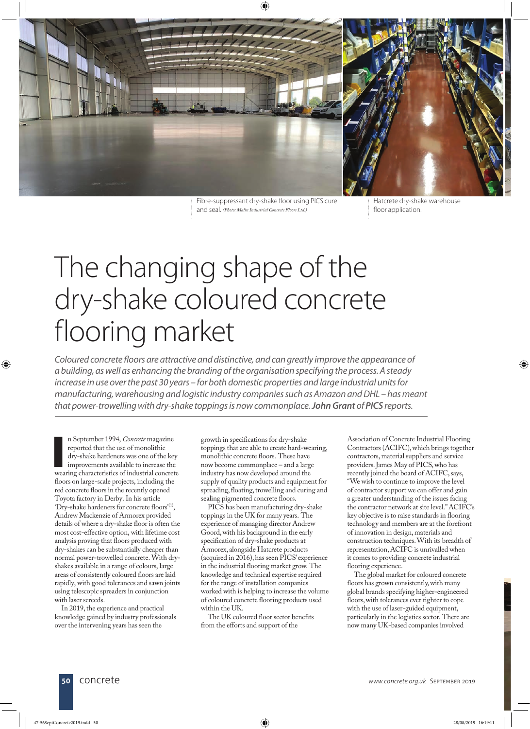Fibre-suppressant dry-shake floor using PICS cure and seal. *(Photo: Malin Industrial Concrete Floors Ltd.)*

Hatcrete dry-shake warehouse floor application.

# The changing shape of the dry-shake coloured concrete flooring market

*Coloured concrete floors are attractive and distinctive, and can greatly improve the appearance of a building, as well as enhancing the branding of the organisation specifying the process. A steady increase in use over the past 30 years – for both domestic properties and large industrial units for manufacturing, warehousing and logistic industry companies such as Amazon and DHL – has meant that power-trowelling with dry-shake toppings is now commonplace.* ***John Grant*** *of* ***PICS*** *reports.*

In September 1994, *Concrete* magazine reported that the use of monolithic dry-shake hardeners was one of the key improvements available to increase the wearing characteristics of industrial concrete floors on large-scale projects, including the red concrete floors in the recently opened Toyota factory in Derby. In his article 'Dry-shake hardeners for concrete floors'[1], Andrew Mackenzie of Armorex provided details of where a dry-shake floor is often the most cost-effective option, with lifetime cost analysis proving that floors produced with dry-shakes can be substantially cheaper than normal power-trowelled concrete. With dry-shakes available in a range of colours, large areas of consistently coloured floors are laid rapidly, with good tolerances and sawn joints using telescopic spreaders in conjunction with laser screeds.

In 2019, the experience and practical knowledge gained by industry professionals over the intervening years has seen the growth in specifications for dry-shake toppings that are able to create hard-wearing, monolithic concrete floors. These have now become commonplace – and a large industry has now developed around the supply of quality products and equipment for spreading, floating, trowelling and curing and sealing pigmented concrete floors.

PICS has been manufacturing dry-shake toppings in the UK for many years. The experience of managing director Andrew Goord, with his background in the early specification of dry-shake products at Armorex, alongside Hatcrete products (acquired in 2016), has seen PICS' experience in the industrial flooring market grow. The knowledge and technical expertise required for the range of installation companies worked with is helping to increase the volume of coloured concrete flooring products used within the UK.

The UK coloured floor sector benefits from the efforts and support of the Association of Concrete Industrial Flooring Contractors (ACIFC), which brings together contractors, material suppliers and service providers. James May of PICS, who has recently joined the board of ACIFC, says, "We wish to continue to improve the level of contractor support we can offer and gain a greater understanding of the issues facing the contractor network at site level." ACIFC's key objective is to raise standards in flooring technology and members are at the forefront of innovation in design, materials and construction techniques. With its breadth of representation, ACIFC is unrivalled when it comes to providing concrete industrial flooring experience.

The global market for coloured concrete floors has grown consistently, with many global brands specifying higher-engineered floors, with tolerances ever tighter to cope with the use of laser-guided equipment, particularly in the logistics sector. There are now many UK-based companies involved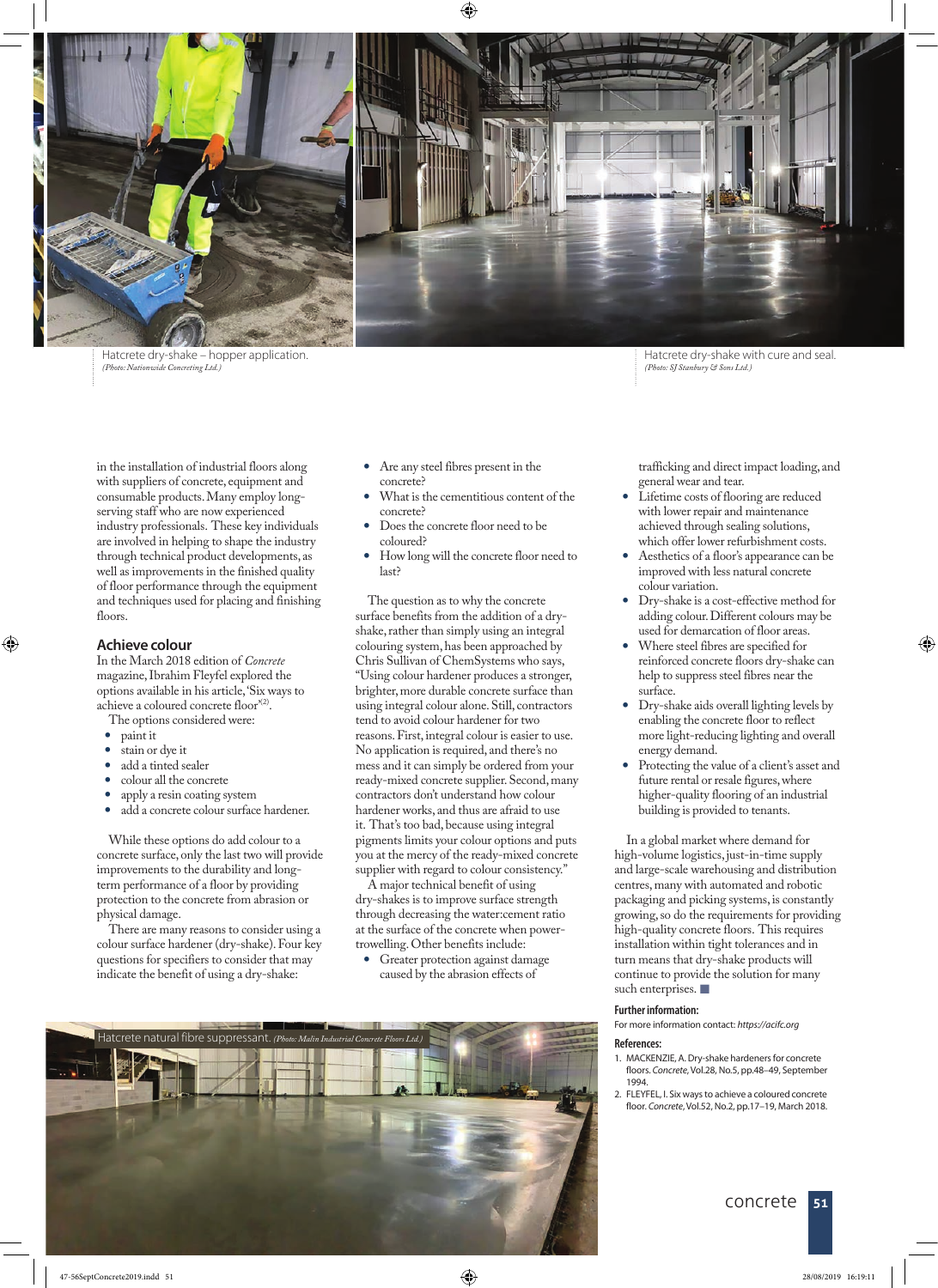Hatcrete dry-shake – hopper application. *(Photo: Nationwide Concreting Ltd.)*

Hatcrete dry-shake with cure and seal. *(Photo: SJ Stanbury & Sons Ltd.)*

in the installation of industrial floors along with suppliers of concrete, equipment and consumable products. Many employ long-serving staff who are now experienced industry professionals. These key individuals are involved in helping to shape the industry through technical product developments, as well as improvements in the finished quality of floor performance through the equipment and techniques used for placing and finishing floors.

## Achieve colour

In the March 2018 edition of *Concrete* magazine, Ibrahim Fleyfel explored the options available in his article, 'Six ways to achieve a coloured concrete floor'[(2)].

The options considered were:

- paint it
- stain or dye it
- add a tinted sealer
- colour all the concrete
- apply a resin coating system
- add a concrete colour surface hardener.

While these options do add colour to a concrete surface, only the last two will provide improvements to the durability and long-term performance of a floor by providing protection to the concrete from abrasion or physical damage.

There are many reasons to consider using a colour surface hardener (dry-shake). Four key questions for specifiers to consider that may indicate the benefit of using a dry-shake:

- Are any steel fibres present in the concrete?
- What is the cementitious content of the concrete?
- Does the concrete floor need to be coloured?
- How long will the concrete floor need to last?

The question as to why the concrete surface benefits from the addition of a dry-shake, rather than simply using an integral colouring system, has been approached by Chris Sullivan of ChemSystems who says, "Using colour hardener produces a stronger, brighter, more durable concrete surface than using integral colour alone. Still, contractors tend to avoid colour hardener for two reasons. First, integral colour is easier to use. No application is required, and there's no mess and it can simply be ordered from your ready-mixed concrete supplier. Second, many contractors don't understand how colour hardener works, and thus are afraid to use it. That's too bad, because using integral pigments limits your colour options and puts you at the mercy of the ready-mixed concrete supplier with regard to colour consistency."

A major technical benefit of using dry-shakes is to improve surface strength through decreasing the water:cement ratio at the surface of the concrete when power-trowelling. Other benefits include:

- Greater protection against damage caused by the abrasion effects of trafficking and direct impact loading, and general wear and tear.
- Lifetime costs of flooring are reduced with lower repair and maintenance achieved through sealing solutions, which offer lower refurbishment costs.
- Aesthetics of a floor's appearance can be improved with less natural concrete colour variation.
- Dry-shake is a cost-effective method for adding colour. Different colours may be used for demarcation of floor areas.
- Where steel fibres are specified for reinforced concrete floors dry-shake can help to suppress steel fibres near the surface.
- Dry-shake aids overall lighting levels by enabling the concrete floor to reflect more light-reducing lighting and overall energy demand.
- Protecting the value of a client's asset and future rental or resale figures, where higher-quality flooring of an industrial building is provided to tenants.

In a global market where demand for high-volume logistics, just-in-time supply and large-scale warehousing and distribution centres, many with automated and robotic packaging and picking systems, is constantly growing, so do the requirements for providing high-quality concrete floors. This requires installation within tight tolerances and in turn means that dry-shake products will continue to provide the solution for many such enterprises. ■

Hatcrete natural fibre suppressant. *(Photo: Malin Industrial Concrete Floors Ltd.)*

**Further information:**

For more information contact: *https://acifc.org*

**References:**

1. MACKENZIE, A. Dry-shake hardeners for concrete floors. *Concrete*, Vol.28, No.5, pp.48–49, September 1994.
2. FLEYFEL, I. Six ways to achieve a coloured concrete floor. *Concrete*, Vol.52, No.2, pp.17–19, March 2018.